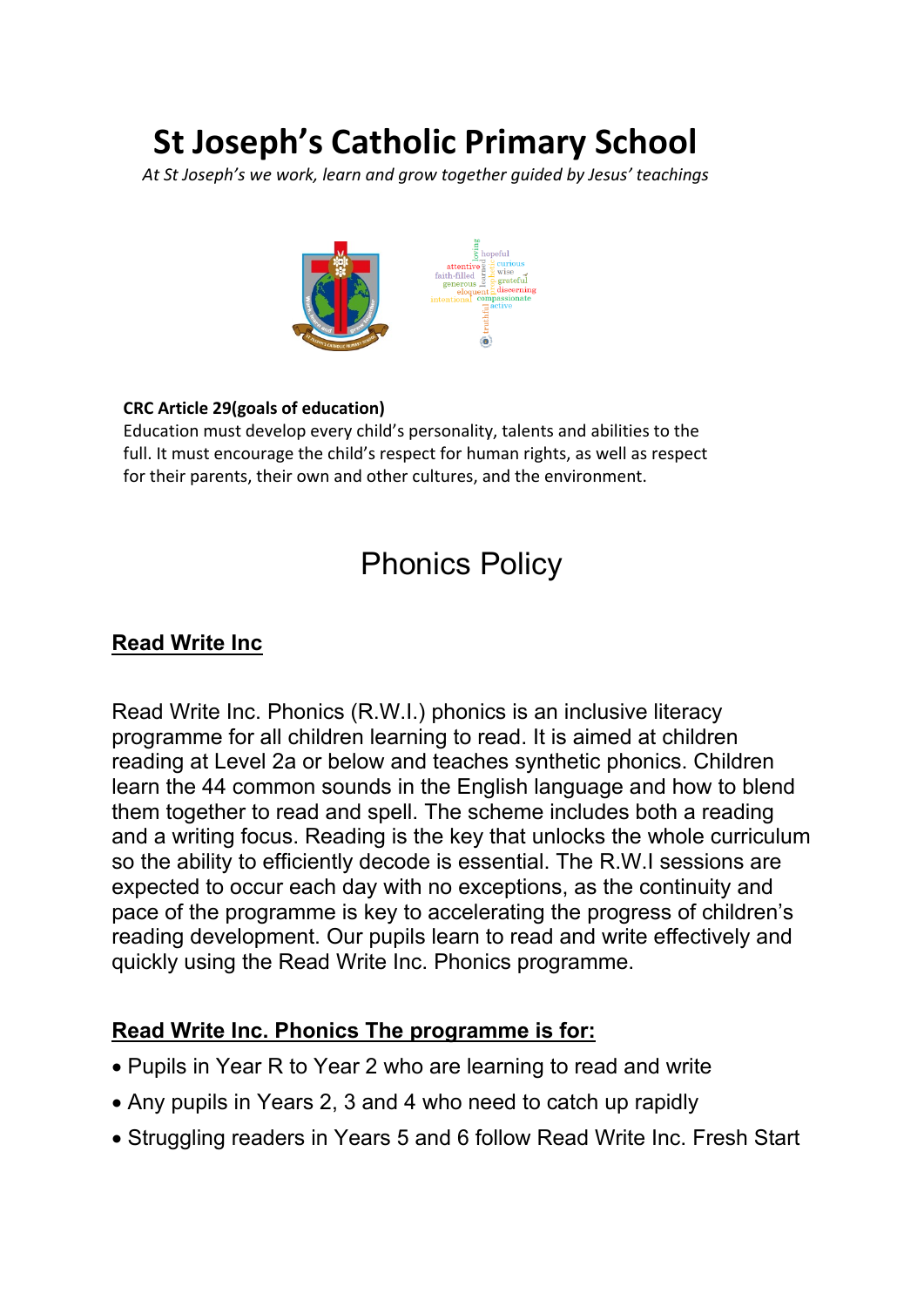# St Joseph's Catholic Primary School

*At St Joseph's we work, learn and grow together guided by Jesus' teachings*

**CRC Article 29(goals of education)**

Education must develop every child's personality, talents and abilities to the full. It must encourage the child's respect for human rights, as well as respect for their parents, their own and other cultures, and the environment.

# Phonics Policy

## Read Write Inc

Read Write Inc. Phonics (R.W.I.) phonics is an inclusive literacy programme for all children learning to read. It is aimed at children reading at Level 2a or below and teaches synthetic phonics. Children learn the 44 common sounds in the English language and how to blend them together to read and spell. The scheme includes both a reading and a writing focus. Reading is the key that unlocks the whole curriculum so the ability to efficiently decode is essential. The R.W.I sessions are expected to occur each day with no exceptions, as the continuity and pace of the programme is key to accelerating the progress of children's reading development. Our pupils learn to read and write effectively and quickly using the Read Write Inc. Phonics programme.

## Read Write Inc. Phonics The programme is for:

- Pupils in Year R to Year 2 who are learning to read and write
- Any pupils in Years 2, 3 and 4 who need to catch up rapidly
- Struggling readers in Years 5 and 6 follow Read Write Inc. Fresh Start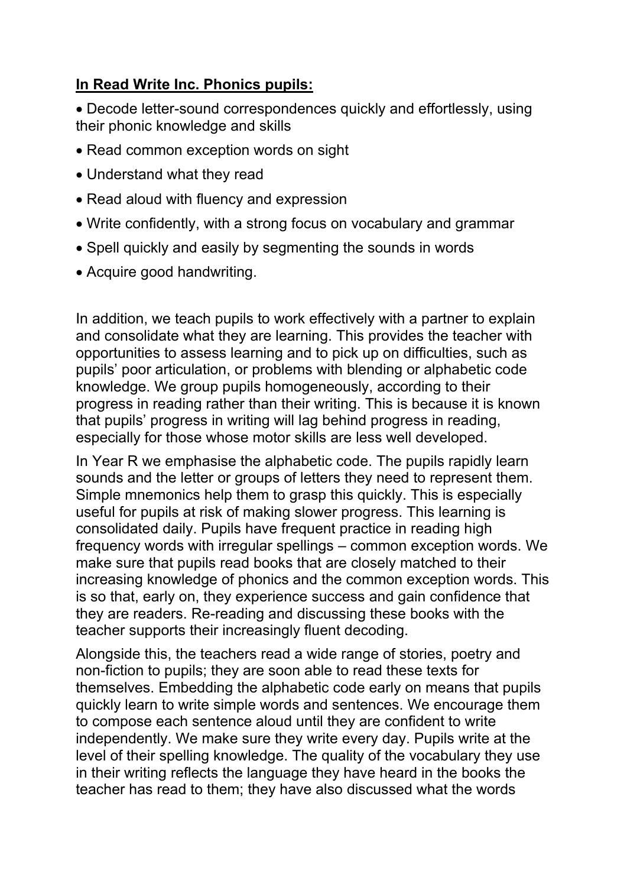**In Read Write Inc. Phonics pupils:**

- Decode letter-sound correspondences quickly and effortlessly, using their phonic knowledge and skills
- Read common exception words on sight
- Understand what they read
- Read aloud with fluency and expression
- Write confidently, with a strong focus on vocabulary and grammar
- Spell quickly and easily by segmenting the sounds in words
- Acquire good handwriting.

In addition, we teach pupils to work effectively with a partner to explain and consolidate what they are learning. This provides the teacher with opportunities to assess learning and to pick up on difficulties, such as pupils' poor articulation, or problems with blending or alphabetic code knowledge. We group pupils homogeneously, according to their progress in reading rather than their writing. This is because it is known that pupils' progress in writing will lag behind progress in reading, especially for those whose motor skills are less well developed.

In Year R we emphasise the alphabetic code. The pupils rapidly learn sounds and the letter or groups of letters they need to represent them. Simple mnemonics help them to grasp this quickly. This is especially useful for pupils at risk of making slower progress. This learning is consolidated daily. Pupils have frequent practice in reading high frequency words with irregular spellings – common exception words. We make sure that pupils read books that are closely matched to their increasing knowledge of phonics and the common exception words. This is so that, early on, they experience success and gain confidence that they are readers. Re-reading and discussing these books with the teacher supports their increasingly fluent decoding.

Alongside this, the teachers read a wide range of stories, poetry and non-fiction to pupils; they are soon able to read these texts for themselves. Embedding the alphabetic code early on means that pupils quickly learn to write simple words and sentences. We encourage them to compose each sentence aloud until they are confident to write independently. We make sure they write every day. Pupils write at the level of their spelling knowledge. The quality of the vocabulary they use in their writing reflects the language they have heard in the books the teacher has read to them; they have also discussed what the words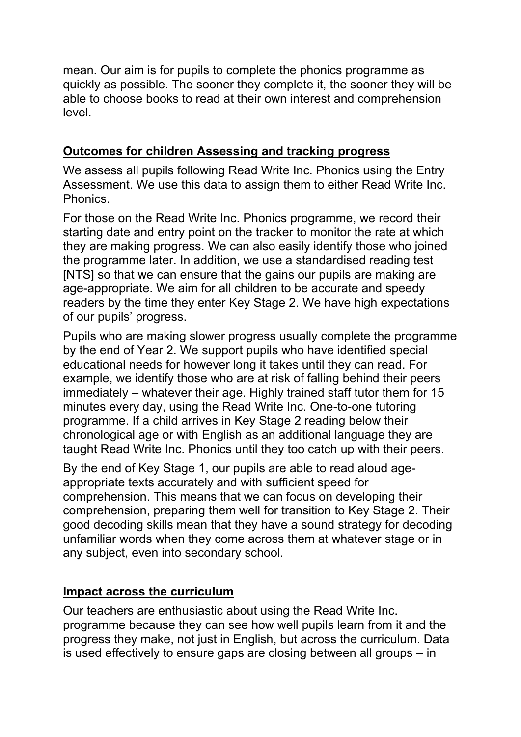mean. Our aim is for pupils to complete the phonics programme as quickly as possible. The sooner they complete it, the sooner they will be able to choose books to read at their own interest and comprehension level.

## Outcomes for children Assessing and tracking progress

We assess all pupils following Read Write Inc. Phonics using the Entry Assessment. We use this data to assign them to either Read Write Inc. Phonics.

For those on the Read Write Inc. Phonics programme, we record their starting date and entry point on the tracker to monitor the rate at which they are making progress. We can also easily identify those who joined the programme later. In addition, we use a standardised reading test [NTS] so that we can ensure that the gains our pupils are making are age-appropriate. We aim for all children to be accurate and speedy readers by the time they enter Key Stage 2. We have high expectations of our pupils' progress.

Pupils who are making slower progress usually complete the programme by the end of Year 2. We support pupils who have identified special educational needs for however long it takes until they can read. For example, we identify those who are at risk of falling behind their peers immediately – whatever their age. Highly trained staff tutor them for 15 minutes every day, using the Read Write Inc. One-to-one tutoring programme. If a child arrives in Key Stage 2 reading below their chronological age or with English as an additional language they are taught Read Write Inc. Phonics until they too catch up with their peers.

By the end of Key Stage 1, our pupils are able to read aloud age-appropriate texts accurately and with sufficient speed for comprehension. This means that we can focus on developing their comprehension, preparing them well for transition to Key Stage 2. Their good decoding skills mean that they have a sound strategy for decoding unfamiliar words when they come across them at whatever stage or in any subject, even into secondary school.

## Impact across the curriculum

Our teachers are enthusiastic about using the Read Write Inc. programme because they can see how well pupils learn from it and the progress they make, not just in English, but across the curriculum. Data is used effectively to ensure gaps are closing between all groups – in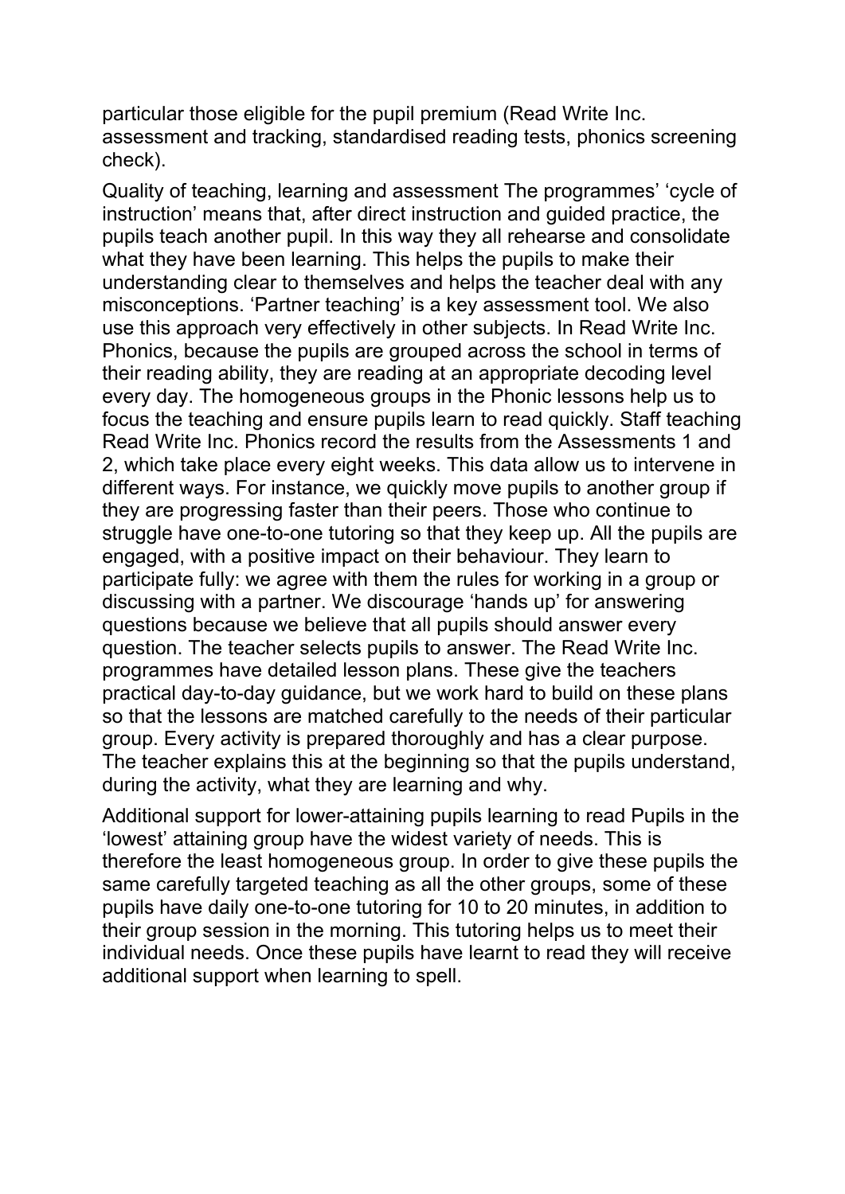particular those eligible for the pupil premium (Read Write Inc. assessment and tracking, standardised reading tests, phonics screening check).

Quality of teaching, learning and assessment The programmes' 'cycle of instruction' means that, after direct instruction and guided practice, the pupils teach another pupil. In this way they all rehearse and consolidate what they have been learning. This helps the pupils to make their understanding clear to themselves and helps the teacher deal with any misconceptions. 'Partner teaching' is a key assessment tool. We also use this approach very effectively in other subjects. In Read Write Inc. Phonics, because the pupils are grouped across the school in terms of their reading ability, they are reading at an appropriate decoding level every day. The homogeneous groups in the Phonic lessons help us to focus the teaching and ensure pupils learn to read quickly. Staff teaching Read Write Inc. Phonics record the results from the Assessments 1 and 2, which take place every eight weeks. This data allow us to intervene in different ways. For instance, we quickly move pupils to another group if they are progressing faster than their peers. Those who continue to struggle have one-to-one tutoring so that they keep up. All the pupils are engaged, with a positive impact on their behaviour. They learn to participate fully: we agree with them the rules for working in a group or discussing with a partner. We discourage 'hands up' for answering questions because we believe that all pupils should answer every question. The teacher selects pupils to answer. The Read Write Inc. programmes have detailed lesson plans. These give the teachers practical day-to-day guidance, but we work hard to build on these plans so that the lessons are matched carefully to the needs of their particular group. Every activity is prepared thoroughly and has a clear purpose. The teacher explains this at the beginning so that the pupils understand, during the activity, what they are learning and why.

Additional support for lower-attaining pupils learning to read Pupils in the 'lowest' attaining group have the widest variety of needs. This is therefore the least homogeneous group. In order to give these pupils the same carefully targeted teaching as all the other groups, some of these pupils have daily one-to-one tutoring for 10 to 20 minutes, in addition to their group session in the morning. This tutoring helps us to meet their individual needs. Once these pupils have learnt to read they will receive additional support when learning to spell.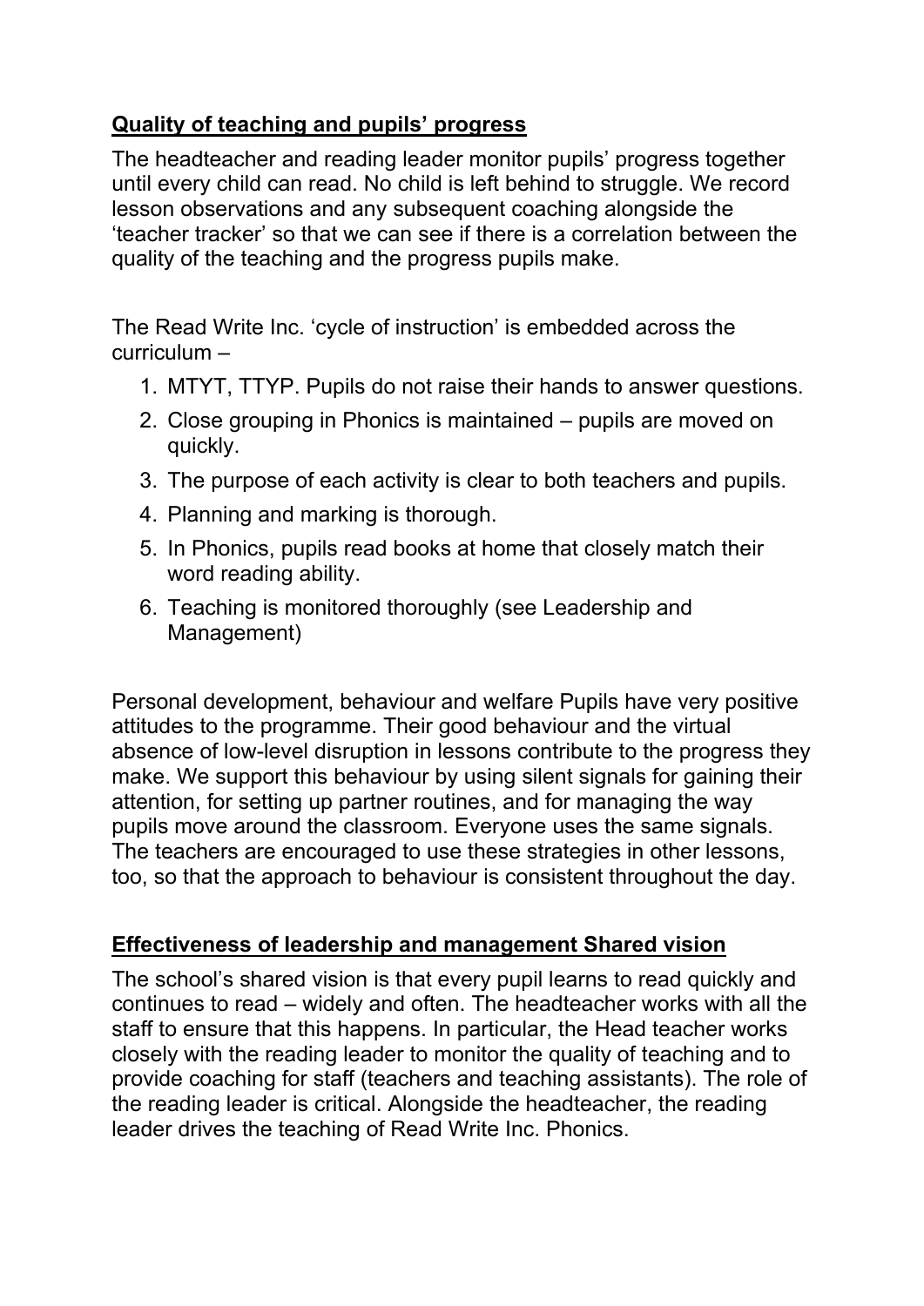## Quality of teaching and pupils' progress

The headteacher and reading leader monitor pupils' progress together until every child can read. No child is left behind to struggle. We record lesson observations and any subsequent coaching alongside the 'teacher tracker' so that we can see if there is a correlation between the quality of the teaching and the progress pupils make.

The Read Write Inc. 'cycle of instruction' is embedded across the curriculum –

1. MTYT, TTYP. Pupils do not raise their hands to answer questions.
2. Close grouping in Phonics is maintained – pupils are moved on quickly.
3. The purpose of each activity is clear to both teachers and pupils.
4. Planning and marking is thorough.
5. In Phonics, pupils read books at home that closely match their word reading ability.
6. Teaching is monitored thoroughly (see Leadership and Management)

Personal development, behaviour and welfare Pupils have very positive attitudes to the programme. Their good behaviour and the virtual absence of low-level disruption in lessons contribute to the progress they make. We support this behaviour by using silent signals for gaining their attention, for setting up partner routines, and for managing the way pupils move around the classroom. Everyone uses the same signals. The teachers are encouraged to use these strategies in other lessons, too, so that the approach to behaviour is consistent throughout the day.

## Effectiveness of leadership and management Shared vision

The school's shared vision is that every pupil learns to read quickly and continues to read – widely and often. The headteacher works with all the staff to ensure that this happens. In particular, the Head teacher works closely with the reading leader to monitor the quality of teaching and to provide coaching for staff (teachers and teaching assistants). The role of the reading leader is critical. Alongside the headteacher, the reading leader drives the teaching of Read Write Inc. Phonics.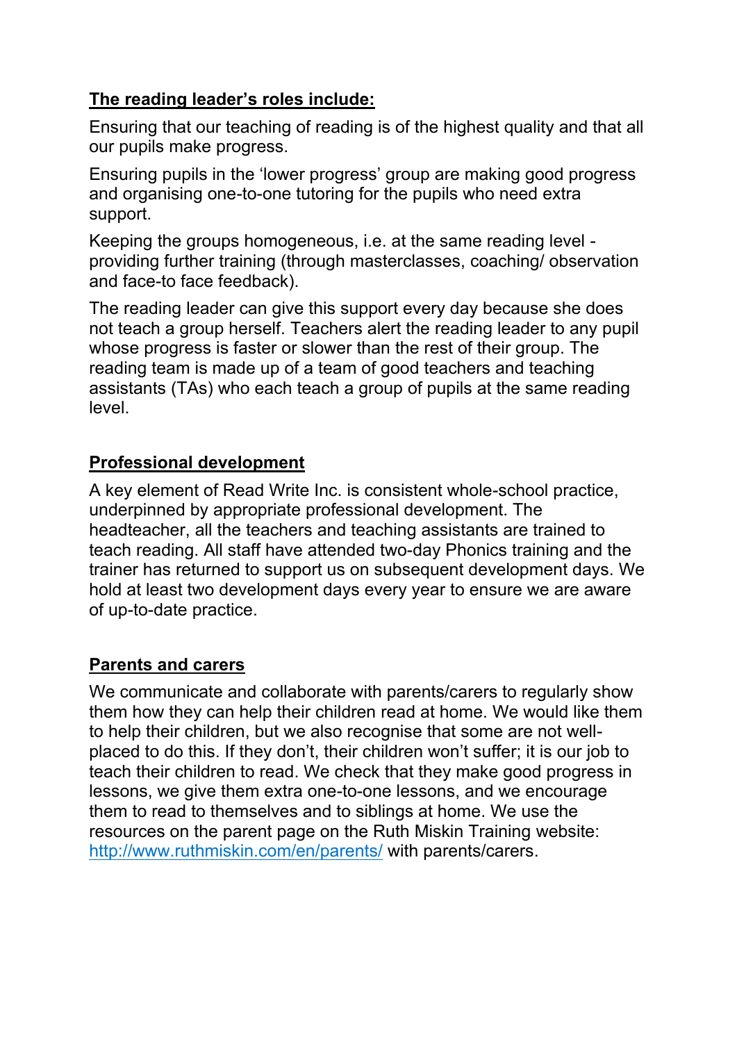**The reading leader's roles include:**

Ensuring that our teaching of reading is of the highest quality and that all our pupils make progress.

Ensuring pupils in the 'lower progress' group are making good progress and organising one-to-one tutoring for the pupils who need extra support.

Keeping the groups homogeneous, i.e. at the same reading level - providing further training (through masterclasses, coaching/ observation and face-to face feedback).

The reading leader can give this support every day because she does not teach a group herself. Teachers alert the reading leader to any pupil whose progress is faster or slower than the rest of their group. The reading team is made up of a team of good teachers and teaching assistants (TAs) who each teach a group of pupils at the same reading level.

**Professional development**

A key element of Read Write Inc. is consistent whole-school practice, underpinned by appropriate professional development. The headteacher, all the teachers and teaching assistants are trained to teach reading. All staff have attended two-day Phonics training and the trainer has returned to support us on subsequent development days. We hold at least two development days every year to ensure we are aware of up-to-date practice.

**Parents and carers**

We communicate and collaborate with parents/carers to regularly show them how they can help their children read at home. We would like them to help their children, but we also recognise that some are not well-placed to do this. If they don't, their children won't suffer; it is our job to teach their children to read. We check that they make good progress in lessons, we give them extra one-to-one lessons, and we encourage them to read to themselves and to siblings at home. We use the resources on the parent page on the Ruth Miskin Training website: http://www.ruthmiskin.com/en/parents/ with parents/carers.